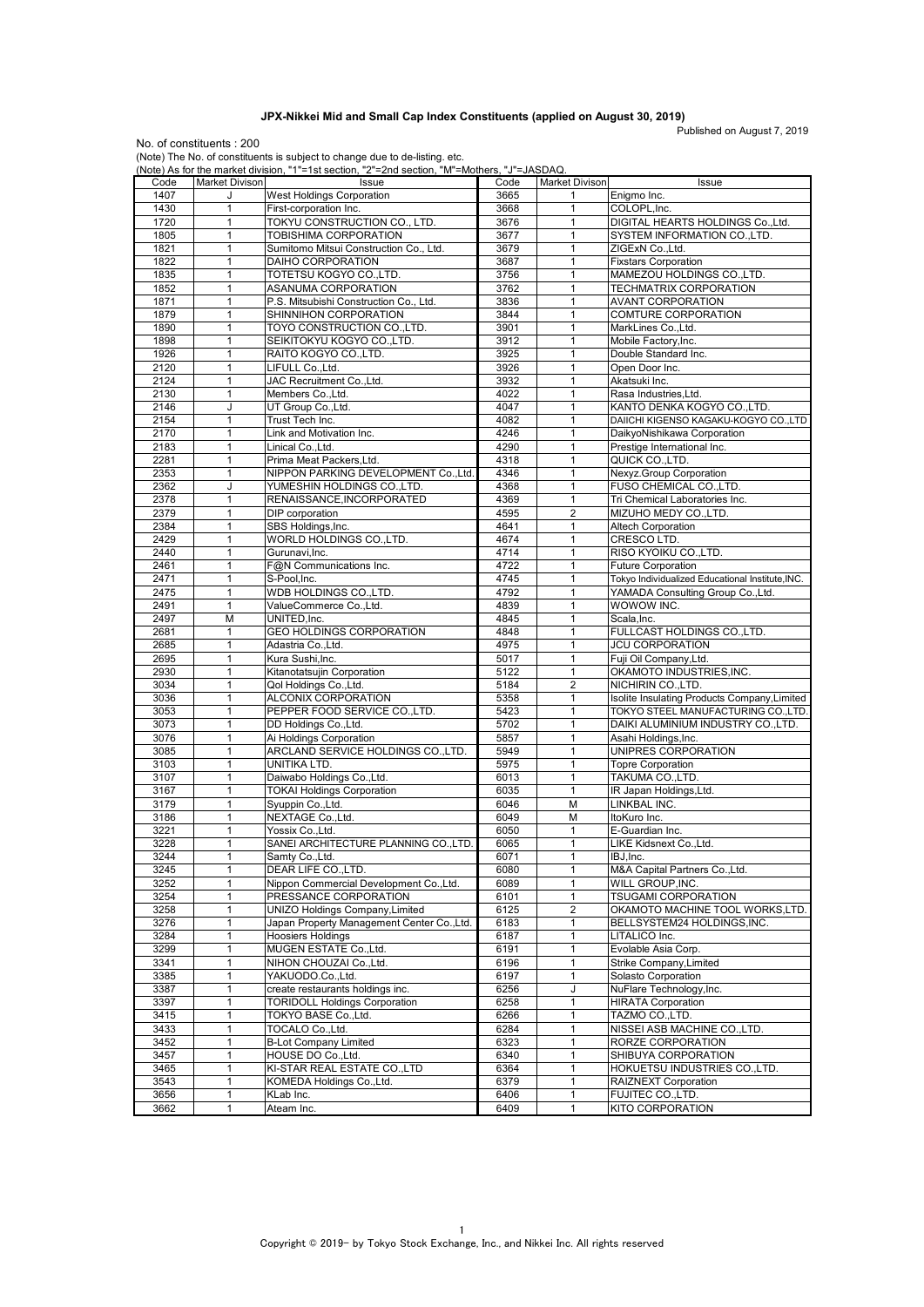## JPX-Nikkei Mid and Small Cap Index Constituents (applied on August 30, 2019)

Published on August 7, 2019

No. of constituents : 200

(Note) The No. of constituents is subject to change due to de-listing. etc.

(Note) As for the market division, "1"=1st section, "2"=2nd section, "M"=Mothers, "J"=JASDAQ.

| Code | Market Divison | Issue | Code | Market Divison | Issue |
|---|---|---|---|---|---|
| 1407 | J | West Holdings Corporation | 3665 | 1 | Enigmo Inc. |
| 1430 | 1 | First-corporation Inc. | 3668 | 1 | COLOPL,Inc. |
| 1720 | 1 | TOKYU CONSTRUCTION CO., LTD. | 3676 | 1 | DIGITAL HEARTS HOLDINGS Co.,Ltd. |
| 1805 | 1 | TOBISHIMA CORPORATION | 3677 | 1 | SYSTEM INFORMATION CO.,LTD. |
| 1821 | 1 | Sumitomo Mitsui Construction Co., Ltd. | 3679 | 1 | ZIGExN Co.,Ltd. |
| 1822 | 1 | DAIHO CORPORATION | 3687 | 1 | Fixstars Corporation |
| 1835 | 1 | TOTETSU KOGYO CO.,LTD. | 3756 | 1 | MAMEZOU HOLDINGS CO.,LTD. |
| 1852 | 1 | ASANUMA CORPORATION | 3762 | 1 | TECHMATRIX CORPORATION |
| 1871 | 1 | P.S. Mitsubishi Construction Co., Ltd. | 3836 | 1 | AVANT CORPORATION |
| 1879 | 1 | SHINNIHON CORPORATION | 3844 | 1 | COMTURE CORPORATION |
| 1890 | 1 | TOYO CONSTRUCTION CO.,LTD. | 3901 | 1 | MarkLines Co.,Ltd. |
| 1898 | 1 | SEIKITOKYU KOGYO CO.,LTD. | 3912 | 1 | Mobile Factory,Inc. |
| 1926 | 1 | RAITO KOGYO CO.,LTD. | 3925 | 1 | Double Standard Inc. |
| 2120 | 1 | LIFULL Co.,Ltd. | 3926 | 1 | Open Door Inc. |
| 2124 | 1 | JAC Recruitment Co.,Ltd. | 3932 | 1 | Akatsuki Inc. |
| 2130 | 1 | Members Co.,Ltd. | 4022 | 1 | Rasa Industries,Ltd. |
| 2146 | J | UT Group Co.,Ltd. | 4047 | 1 | KANTO DENKA KOGYO CO.,LTD. |
| 2154 | 1 | Trust Tech Inc. | 4082 | 1 | DAIICHI KIGENSO KAGAKU-KOGYO CO.,LTD |
| 2170 | 1 | Link and Motivation Inc. | 4246 | 1 | DaikyoNishikawa Corporation |
| 2183 | 1 | Linical Co.,Ltd. | 4290 | 1 | Prestige International Inc. |
| 2281 | 1 | Prima Meat Packers,Ltd. | 4318 | 1 | QUICK CO.,LTD. |
| 2353 | 1 | NIPPON PARKING DEVELOPMENT Co.,Ltd. | 4346 | 1 | Nexyz.Group Corporation |
| 2362 | J | YUMESHIN HOLDINGS CO.,LTD. | 4368 | 1 | FUSO CHEMICAL CO.,LTD. |
| 2378 | 1 | RENAISSANCE,INCORPORATED | 4369 | 1 | Tri Chemical Laboratories Inc. |
| 2379 | 1 | DIP corporation | 4595 | 2 | MIZUHO MEDY CO.,LTD. |
| 2384 | 1 | SBS Holdings,Inc. | 4641 | 1 | Altech Corporation |
| 2429 | 1 | WORLD HOLDINGS CO.,LTD. | 4674 | 1 | CRESCO LTD. |
| 2440 | 1 | Gurunavi,Inc. | 4714 | 1 | RISO KYOIKU CO.,LTD. |
| 2461 | 1 | F@N Communications Inc. | 4722 | 1 | Future Corporation |
| 2471 | 1 | S-Pool,Inc. | 4745 | 1 | Tokyo Individualized Educational Institute,INC. |
| 2475 | 1 | WDB HOLDINGS CO.,LTD. | 4792 | 1 | YAMADA Consulting Group Co.,Ltd. |
| 2491 | 1 | ValueCommerce Co.,Ltd. | 4839 | 1 | WOWOW INC. |
| 2497 | M | UNITED,Inc. | 4845 | 1 | Scala,Inc. |
| 2681 | 1 | GEO HOLDINGS CORPORATION | 4848 | 1 | FULLCAST HOLDINGS CO.,LTD. |
| 2685 | 1 | Adastria Co.,Ltd. | 4975 | 1 | JCU CORPORATION |
| 2695 | 1 | Kura Sushi,Inc. | 5017 | 1 | Fuji Oil Company,Ltd. |
| 2930 | 1 | Kitanotatsujin Corporation | 5122 | 1 | OKAMOTO INDUSTRIES,INC. |
| 3034 | 1 | Qol Holdings Co.,Ltd. | 5184 | 2 | NICHIRIN CO.,LTD. |
| 3036 | 1 | ALCONIX CORPORATION | 5358 | 1 | Isolite Insulating Products Company,Limited |
| 3053 | 1 | PEPPER FOOD SERVICE CO.,LTD. | 5423 | 1 | TOKYO STEEL MANUFACTURING CO.,LTD. |
| 3073 | 1 | DD Holdings Co.,Ltd. | 5702 | 1 | DAIKI ALUMINIUM INDUSTRY CO.,LTD. |
| 3076 | 1 | Ai Holdings Corporation | 5857 | 1 | Asahi Holdings,Inc. |
| 3085 | 1 | ARCLAND SERVICE HOLDINGS CO.,LTD. | 5949 | 1 | UNIPRES CORPORATION |
| 3103 | 1 | UNITIKA LTD. | 5975 | 1 | Topre Corporation |
| 3107 | 1 | Daiwabo Holdings Co.,Ltd. | 6013 | 1 | TAKUMA CO.,LTD. |
| 3167 | 1 | TOKAI Holdings Corporation | 6035 | 1 | IR Japan Holdings,Ltd. |
| 3179 | 1 | Syuppin Co.,Ltd. | 6046 | M | LINKBAL INC. |
| 3186 | 1 | NEXTAGE Co.,Ltd. | 6049 | M | ItoKuro Inc. |
| 3221 | 1 | Yossix Co.,Ltd. | 6050 | 1 | E-Guardian Inc. |
| 3228 | 1 | SANEI ARCHITECTURE PLANNING CO.,LTD. | 6065 | 1 | LIKE Kidsnext Co.,Ltd. |
| 3244 | 1 | Samty Co.,Ltd. | 6071 | 1 | IBJ,Inc. |
| 3245 | 1 | DEAR LIFE CO.,LTD. | 6080 | 1 | M&A Capital Partners Co.,Ltd. |
| 3252 | 1 | Nippon Commercial Development Co.,Ltd. | 6089 | 1 | WILL GROUP,INC. |
| 3254 | 1 | PRESSANCE CORPORATION | 6101 | 1 | TSUGAMI CORPORATION |
| 3258 | 1 | UNIZO Holdings Company,Limited | 6125 | 2 | OKAMOTO MACHINE TOOL WORKS,LTD. |
| 3276 | 1 | Japan Property Management Center Co.,Ltd. | 6183 | 1 | BELLSYSTEM24 HOLDINGS,INC. |
| 3284 | 1 | Hoosiers Holdings | 6187 | 1 | LITALICO Inc. |
| 3299 | 1 | MUGEN ESTATE Co.,Ltd. | 6191 | 1 | Evolable Asia Corp. |
| 3341 | 1 | NIHON CHOUZAI Co.,Ltd. | 6196 | 1 | Strike Company,Limited |
| 3385 | 1 | YAKUODO.Co.,Ltd. | 6197 | 1 | Solasto Corporation |
| 3387 | 1 | create restaurants holdings inc. | 6256 | J | NuFlare Technology,Inc. |
| 3397 | 1 | TORIDOLL Holdings Corporation | 6258 | 1 | HIRATA Corporation |
| 3415 | 1 | TOKYO BASE Co.,Ltd. | 6266 | 1 | TAZMO CO.,LTD. |
| 3433 | 1 | TOCALO Co.,Ltd. | 6284 | 1 | NISSEI ASB MACHINE CO.,LTD. |
| 3452 | 1 | B-Lot Company Limited | 6323 | 1 | RORZE CORPORATION |
| 3457 | 1 | HOUSE DO Co.,Ltd. | 6340 | 1 | SHIBUYA CORPORATION |
| 3465 | 1 | KI-STAR REAL ESTATE CO.,LTD | 6364 | 1 | HOKUETSU INDUSTRIES CO.,LTD. |
| 3543 | 1 | KOMEDA Holdings Co.,Ltd. | 6379 | 1 | RAIZNEXT Corporation |
| 3656 | 1 | KLab Inc. | 6406 | 1 | FUJITEC CO.,LTD. |
| 3662 | 1 | Ateam Inc. | 6409 | 1 | KITO CORPORATION |

Copyright © 2019- by Tokyo Stock Exchange, Inc., and Nikkei Inc. All rights reserved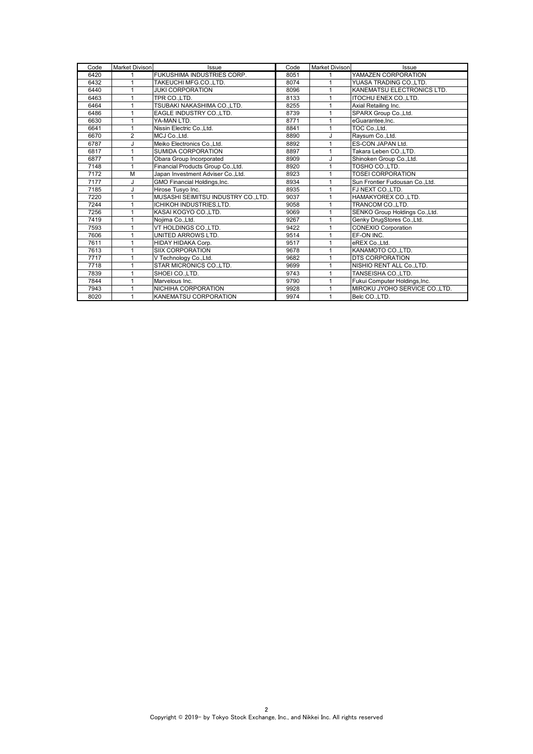| Code | Market Divison | Issue | Code | Market Divison | Issue |
|---|---|---|---|---|---|
| 6420 | 1 | FUKUSHIMA INDUSTRIES CORP. | 8051 | 1 | YAMAZEN CORPORATION |
| 6432 | 1 | TAKEUCHI MFG.CO.,LTD. | 8074 | 1 | YUASA TRADING CO.,LTD. |
| 6440 | 1 | JUKI CORPORATION | 8096 | 1 | KANEMATSU ELECTRONICS LTD. |
| 6463 | 1 | TPR CO.,LTD. | 8133 | 1 | ITOCHU ENEX CO.,LTD. |
| 6464 | 1 | TSUBAKI NAKASHIMA CO.,LTD. | 8255 | 1 | Axial Retailing Inc. |
| 6486 | 1 | EAGLE INDUSTRY CO.,LTD. | 8739 | 1 | SPARX Group Co.,Ltd. |
| 6630 | 1 | YA-MAN LTD. | 8771 | 1 | eGuarantee,Inc. |
| 6641 | 1 | Nissin Electric Co.,Ltd. | 8841 | 1 | TOC Co.,Ltd. |
| 6670 | 2 | MCJ Co.,Ltd. | 8890 | J | Raysum Co.,Ltd. |
| 6787 | J | Meiko Electronics Co.,Ltd. | 8892 | 1 | ES-CON JAPAN Ltd. |
| 6817 | 1 | SUMIDA CORPORATION | 8897 | 1 | Takara Leben CO.,LTD. |
| 6877 | 1 | Obara Group Incorporated | 8909 | J | Shinoken Group Co.,Ltd. |
| 7148 | 1 | Financial Products Group Co.,Ltd. | 8920 | 1 | TOSHO CO.,LTD. |
| 7172 | M | Japan Investment Adviser Co.,Ltd. | 8923 | 1 | TOSEI CORPORATION |
| 7177 | J | GMO Financial Holdings,Inc. | 8934 | 1 | Sun Frontier Fudousan Co.,Ltd. |
| 7185 | J | Hirose Tusyo Inc. | 8935 | 1 | FJ NEXT CO.,LTD. |
| 7220 | 1 | MUSASHI SEIMITSU INDUSTRY CO.,LTD. | 9037 | 1 | HAMAKYOREX CO.,LTD. |
| 7244 | 1 | ICHIKOH INDUSTRIES,LTD. | 9058 | 1 | TRANCOM CO.,LTD. |
| 7256 | 1 | KASAI KOGYO CO.,LTD. | 9069 | 1 | SENKO Group Holdings Co.,Ltd. |
| 7419 | 1 | Nojima Co.,Ltd. | 9267 | 1 | Genky DrugStores Co.,Ltd. |
| 7593 | 1 | VT HOLDINGS CO.,LTD. | 9422 | 1 | CONEXIO Corporation |
| 7606 | 1 | UNITED ARROWS LTD. | 9514 | 1 | EF-ON INC. |
| 7611 | 1 | HIDAY HIDAKA Corp. | 9517 | 1 | eREX Co.,Ltd. |
| 7613 | 1 | SIIX CORPORATION | 9678 | 1 | KANAMOTO CO.,LTD. |
| 7717 | 1 | V Technology Co.,Ltd. | 9682 | 1 | DTS CORPORATION |
| 7718 | 1 | STAR MICRONICS CO.,LTD. | 9699 | 1 | NISHIO RENT ALL Co.,LTD. |
| 7839 | 1 | SHOEI CO.,LTD. | 9743 | 1 | TANSEISHA CO.,LTD. |
| 7844 | 1 | Marvelous Inc. | 9790 | 1 | Fukui Computer Holdings,Inc. |
| 7943 | 1 | NICHIHA CORPORATION | 9928 | 1 | MIROKU JYOHO SERVICE CO.,LTD. |
| 8020 | 1 | KANEMATSU CORPORATION | 9974 | 1 | Belc CO.,LTD. |

Copyright © 2019- by Tokyo Stock Exchange, Inc., and Nikkei Inc. All rights reserved